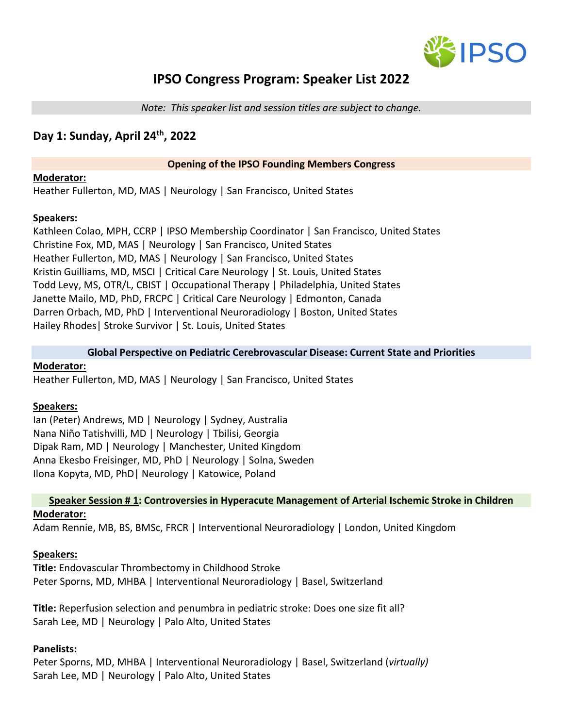# IPSO Congress Program: Speaker List 2022

*Note: This speaker list and session titles are subject to change.*

## Day 1: Sunday, April 24th, 2022

### Opening of the IPSO Founding Members Congress

**Moderator:**
Heather Fullerton, MD, MAS | Neurology | San Francisco, United States

**Speakers:**
Kathleen Colao, MPH, CCRP | IPSO Membership Coordinator | San Francisco, United States
Christine Fox, MD, MAS | Neurology | San Francisco, United States
Heather Fullerton, MD, MAS | Neurology | San Francisco, United States
Kristin Guilliams, MD, MSCI | Critical Care Neurology | St. Louis, United States
Todd Levy, MS, OTR/L, CBIST | Occupational Therapy | Philadelphia, United States
Janette Mailo, MD, PhD, FRCPC | Critical Care Neurology | Edmonton, Canada
Darren Orbach, MD, PhD | Interventional Neuroradiology | Boston, United States
Hailey Rhodes| Stroke Survivor | St. Louis, United States

### Global Perspective on Pediatric Cerebrovascular Disease: Current State and Priorities

**Moderator:**
Heather Fullerton, MD, MAS | Neurology | San Francisco, United States

**Speakers:**
Ian (Peter) Andrews, MD | Neurology | Sydney, Australia
Nana Niño Tatishvilli, MD | Neurology | Tbilisi, Georgia
Dipak Ram, MD | Neurology | Manchester, United Kingdom
Anna Ekesbo Freisinger, MD, PhD | Neurology | Solna, Sweden
Ilona Kopyta, MD, PhD| Neurology | Katowice, Poland

### Speaker Session # 1: Controversies in Hyperacute Management of Arterial Ischemic Stroke in Children

**Moderator:**
Adam Rennie, MB, BS, BMSc, FRCR | Interventional Neuroradiology | London, United Kingdom

**Speakers:**
**Title:** Endovascular Thrombectomy in Childhood Stroke
Peter Sporns, MD, MHBA | Interventional Neuroradiology | Basel, Switzerland

**Title:** Reperfusion selection and penumbra in pediatric stroke: Does one size fit all?
Sarah Lee, MD | Neurology | Palo Alto, United States

**Panelists:**
Peter Sporns, MD, MHBA | Interventional Neuroradiology | Basel, Switzerland (*virtually)*
Sarah Lee, MD | Neurology | Palo Alto, United States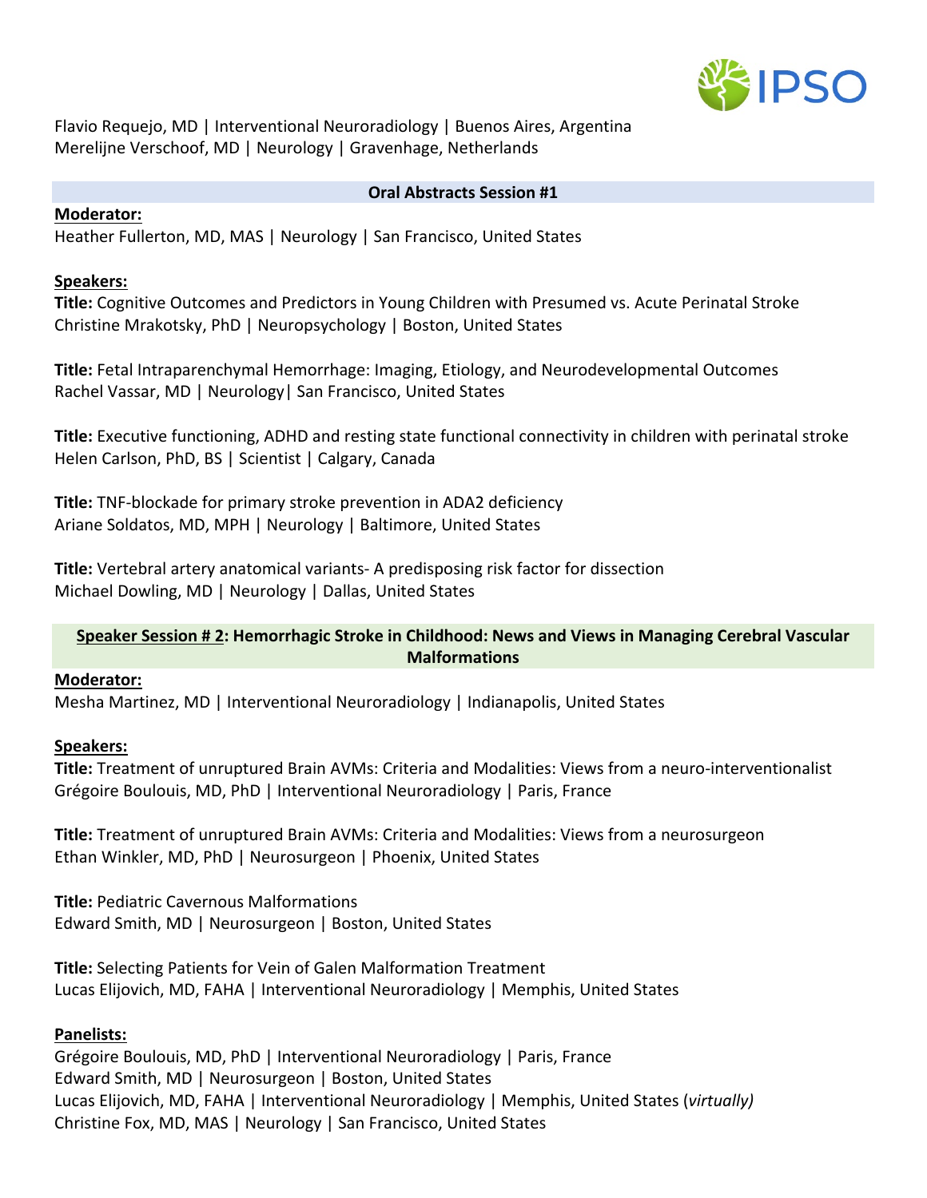Flavio Requejo, MD | Interventional Neuroradiology | Buenos Aires, Argentina
Merelijne Verschoof, MD | Neurology | Gravenhage, Netherlands

## Oral Abstracts Session #1

**Moderator:**
Heather Fullerton, MD, MAS | Neurology | San Francisco, United States

**Speakers:**

**Title:** Cognitive Outcomes and Predictors in Young Children with Presumed vs. Acute Perinatal Stroke
Christine Mrakotsky, PhD | Neuropsychology | Boston, United States

**Title:** Fetal Intraparenchymal Hemorrhage: Imaging, Etiology, and Neurodevelopmental Outcomes
Rachel Vassar, MD | Neurology| San Francisco, United States

**Title:** Executive functioning, ADHD and resting state functional connectivity in children with perinatal stroke
Helen Carlson, PhD, BS | Scientist | Calgary, Canada

**Title:** TNF-blockade for primary stroke prevention in ADA2 deficiency
Ariane Soldatos, MD, MPH | Neurology | Baltimore, United States

**Title:** Vertebral artery anatomical variants- A predisposing risk factor for dissection
Michael Dowling, MD | Neurology | Dallas, United States

## Speaker Session # 2: Hemorrhagic Stroke in Childhood: News and Views in Managing Cerebral Vascular Malformations

**Moderator:**
Mesha Martinez, MD | Interventional Neuroradiology | Indianapolis, United States

**Speakers:**

**Title:** Treatment of unruptured Brain AVMs: Criteria and Modalities: Views from a neuro-interventionalist
Grégoire Boulouis, MD, PhD | Interventional Neuroradiology | Paris, France

**Title:** Treatment of unruptured Brain AVMs: Criteria and Modalities: Views from a neurosurgeon
Ethan Winkler, MD, PhD | Neurosurgeon | Phoenix, United States

**Title:** Pediatric Cavernous Malformations
Edward Smith, MD | Neurosurgeon | Boston, United States

**Title:** Selecting Patients for Vein of Galen Malformation Treatment
Lucas Elijovich, MD, FAHA | Interventional Neuroradiology | Memphis, United States

**Panelists:**
Grégoire Boulouis, MD, PhD | Interventional Neuroradiology | Paris, France
Edward Smith, MD | Neurosurgeon | Boston, United States
Lucas Elijovich, MD, FAHA | Interventional Neuroradiology | Memphis, United States (*virtually)*
Christine Fox, MD, MAS | Neurology | San Francisco, United States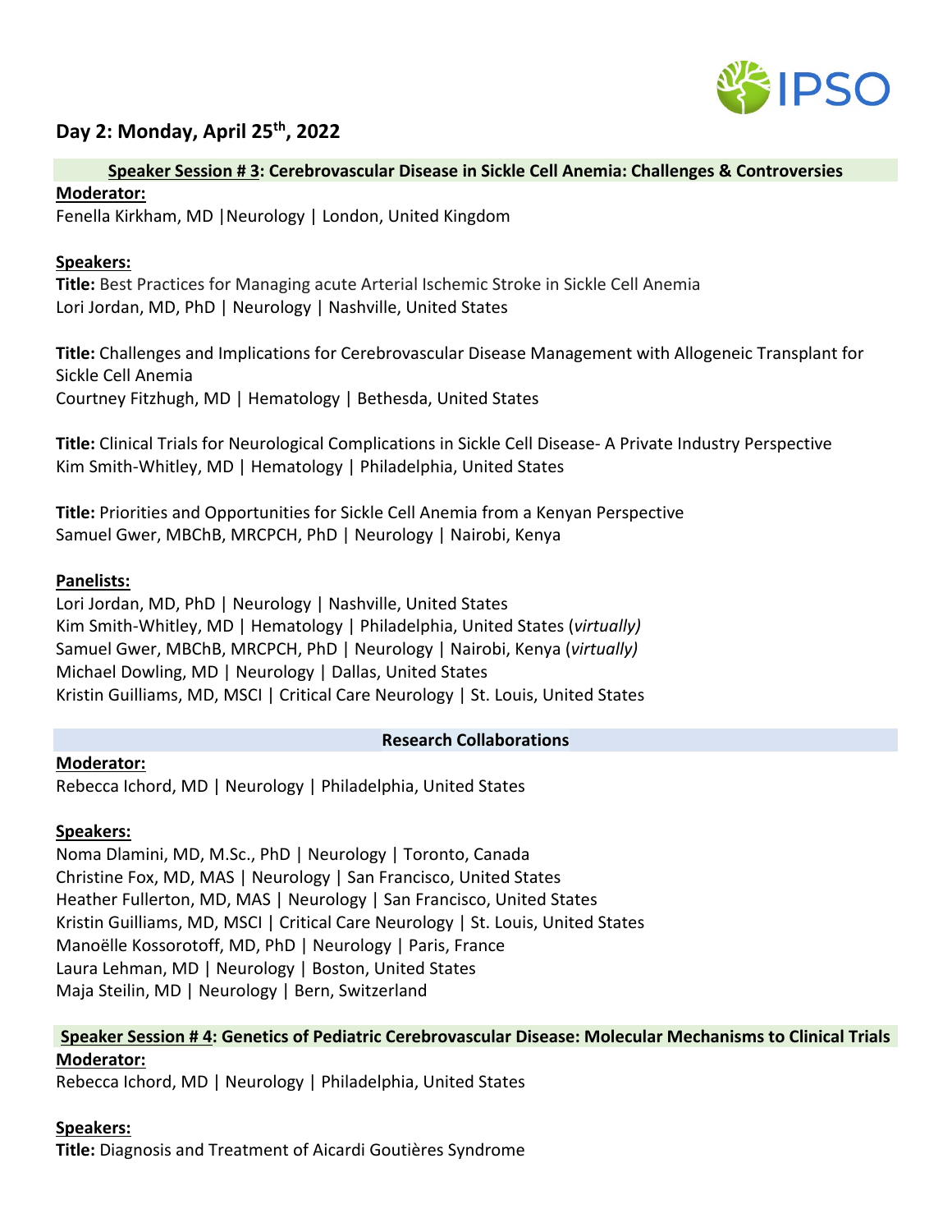## Day 2: Monday, April 25th, 2022

**Speaker Session # 3: Cerebrovascular Disease in Sickle Cell Anemia: Challenges & Controversies**

**Moderator:**
Fenella Kirkham, MD |Neurology | London, United Kingdom

**Speakers:**

**Title:** Best Practices for Managing acute Arterial Ischemic Stroke in Sickle Cell Anemia
Lori Jordan, MD, PhD | Neurology | Nashville, United States

**Title:** Challenges and Implications for Cerebrovascular Disease Management with Allogeneic Transplant for Sickle Cell Anemia
Courtney Fitzhugh, MD | Hematology | Bethesda, United States

**Title:** Clinical Trials for Neurological Complications in Sickle Cell Disease- A Private Industry Perspective
Kim Smith-Whitley, MD | Hematology | Philadelphia, United States

**Title:** Priorities and Opportunities for Sickle Cell Anemia from a Kenyan Perspective
Samuel Gwer, MBChB, MRCPCH, PhD | Neurology | Nairobi, Kenya

**Panelists:**
Lori Jordan, MD, PhD | Neurology | Nashville, United States
Kim Smith-Whitley, MD | Hematology | Philadelphia, United States (*virtually)*
Samuel Gwer, MBChB, MRCPCH, PhD | Neurology | Nairobi, Kenya (*virtually)*
Michael Dowling, MD | Neurology | Dallas, United States
Kristin Guilliams, MD, MSCI | Critical Care Neurology | St. Louis, United States

**Research Collaborations**

**Moderator:**
Rebecca Ichord, MD | Neurology | Philadelphia, United States

**Speakers:**
Noma Dlamini, MD, M.Sc., PhD | Neurology | Toronto, Canada
Christine Fox, MD, MAS | Neurology | San Francisco, United States
Heather Fullerton, MD, MAS | Neurology | San Francisco, United States
Kristin Guilliams, MD, MSCI | Critical Care Neurology | St. Louis, United States
Manoëlle Kossorotoff, MD, PhD | Neurology | Paris, France
Laura Lehman, MD | Neurology | Boston, United States
Maja Steilin, MD | Neurology | Bern, Switzerland

**Speaker Session # 4: Genetics of Pediatric Cerebrovascular Disease: Molecular Mechanisms to Clinical Trials**

**Moderator:**
Rebecca Ichord, MD | Neurology | Philadelphia, United States

**Speakers:**

**Title:** Diagnosis and Treatment of Aicardi Goutières Syndrome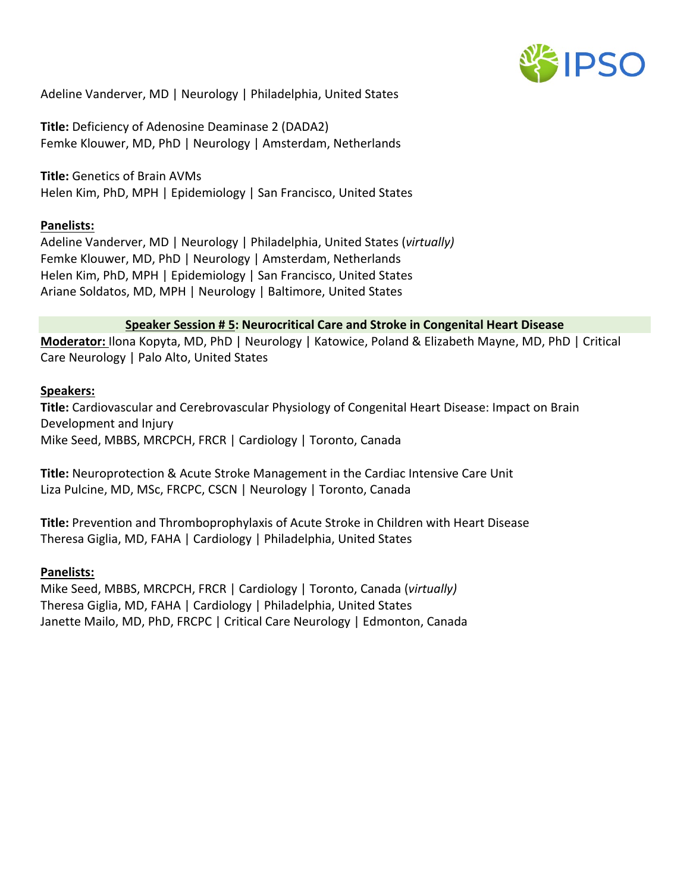Adeline Vanderver, MD | Neurology | Philadelphia, United States

**Title:** Deficiency of Adenosine Deaminase 2 (DADA2)
Femke Klouwer, MD, PhD | Neurology | Amsterdam, Netherlands

**Title:** Genetics of Brain AVMs
Helen Kim, PhD, MPH | Epidemiology | San Francisco, United States

**Panelists:**
Adeline Vanderver, MD | Neurology | Philadelphia, United States (*virtually)*
Femke Klouwer, MD, PhD | Neurology | Amsterdam, Netherlands
Helen Kim, PhD, MPH | Epidemiology | San Francisco, United States
Ariane Soldatos, MD, MPH | Neurology | Baltimore, United States

## Speaker Session # 5: Neurocritical Care and Stroke in Congenital Heart Disease

**Moderator:** Ilona Kopyta, MD, PhD | Neurology | Katowice, Poland & Elizabeth Mayne, MD, PhD | Critical Care Neurology | Palo Alto, United States

**Speakers:**

**Title:** Cardiovascular and Cerebrovascular Physiology of Congenital Heart Disease: Impact on Brain Development and Injury
Mike Seed, MBBS, MRCPCH, FRCR | Cardiology | Toronto, Canada

**Title:** Neuroprotection & Acute Stroke Management in the Cardiac Intensive Care Unit
Liza Pulcine, MD, MSc, FRCPC, CSCN | Neurology | Toronto, Canada

**Title:** Prevention and Thromboprophylaxis of Acute Stroke in Children with Heart Disease
Theresa Giglia, MD, FAHA | Cardiology | Philadelphia, United States

**Panelists:**
Mike Seed, MBBS, MRCPCH, FRCR | Cardiology | Toronto, Canada (*virtually)*
Theresa Giglia, MD, FAHA | Cardiology | Philadelphia, United States
Janette Mailo, MD, PhD, FRCPC | Critical Care Neurology | Edmonton, Canada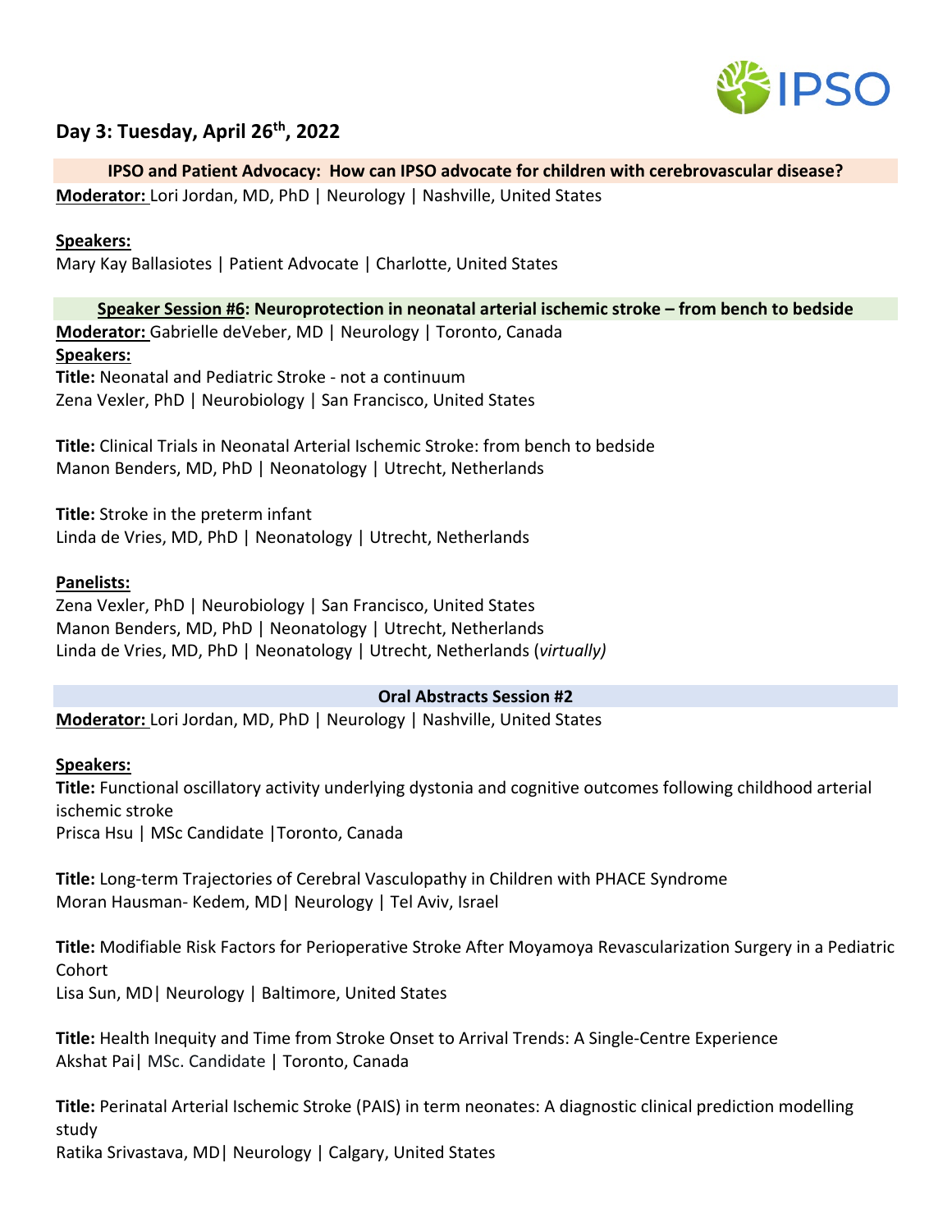## Day 3: Tuesday, April 26th, 2022

### IPSO and Patient Advocacy: How can IPSO advocate for children with cerebrovascular disease?

**Moderator:** Lori Jordan, MD, PhD | Neurology | Nashville, United States

**Speakers:**
Mary Kay Ballasiotes | Patient Advocate | Charlotte, United States

### Speaker Session #6: Neuroprotection in neonatal arterial ischemic stroke – from bench to bedside

**Moderator:** Gabrielle deVeber, MD | Neurology | Toronto, Canada

**Speakers:**

**Title:** Neonatal and Pediatric Stroke - not a continuum
Zena Vexler, PhD | Neurobiology | San Francisco, United States

**Title:** Clinical Trials in Neonatal Arterial Ischemic Stroke: from bench to bedside
Manon Benders, MD, PhD | Neonatology | Utrecht, Netherlands

**Title:** Stroke in the preterm infant
Linda de Vries, MD, PhD | Neonatology | Utrecht, Netherlands

**Panelists:**
Zena Vexler, PhD | Neurobiology | San Francisco, United States
Manon Benders, MD, PhD | Neonatology | Utrecht, Netherlands
Linda de Vries, MD, PhD | Neonatology | Utrecht, Netherlands (*virtually)*

### Oral Abstracts Session #2

**Moderator:** Lori Jordan, MD, PhD | Neurology | Nashville, United States

**Speakers:**

**Title:** Functional oscillatory activity underlying dystonia and cognitive outcomes following childhood arterial ischemic stroke
Prisca Hsu | MSc Candidate |Toronto, Canada

**Title:** Long-term Trajectories of Cerebral Vasculopathy in Children with PHACE Syndrome
Moran Hausman- Kedem, MD| Neurology | Tel Aviv, Israel

**Title:** Modifiable Risk Factors for Perioperative Stroke After Moyamoya Revascularization Surgery in a Pediatric Cohort
Lisa Sun, MD| Neurology | Baltimore, United States

**Title:** Health Inequity and Time from Stroke Onset to Arrival Trends: A Single-Centre Experience
Akshat Pai| MSc. Candidate | Toronto, Canada

**Title:** Perinatal Arterial Ischemic Stroke (PAIS) in term neonates: A diagnostic clinical prediction modelling study
Ratika Srivastava, MD| Neurology | Calgary, United States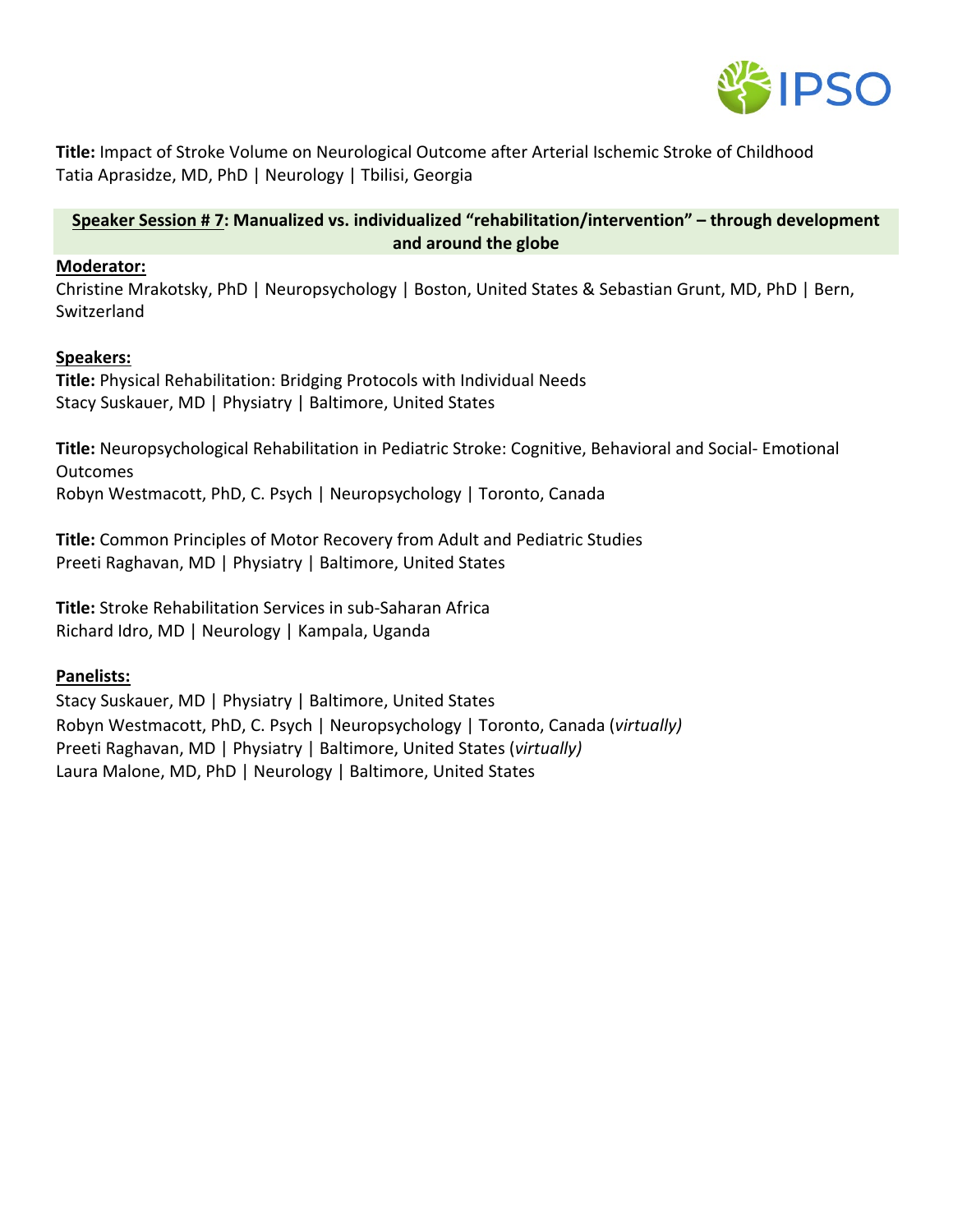**Title:** Impact of Stroke Volume on Neurological Outcome after Arterial Ischemic Stroke of Childhood
Tatia Aprasidze, MD, PhD | Neurology | Tbilisi, Georgia

## **Speaker Session # 7: Manualized vs. individualized "rehabilitation/intervention" – through development and around the globe**

**Moderator:**

Christine Mrakotsky, PhD | Neuropsychology | Boston, United States & Sebastian Grunt, MD, PhD | Bern, Switzerland

**Speakers:**

**Title:** Physical Rehabilitation: Bridging Protocols with Individual Needs
Stacy Suskauer, MD | Physiatry | Baltimore, United States

**Title:** Neuropsychological Rehabilitation in Pediatric Stroke: Cognitive, Behavioral and Social- Emotional Outcomes
Robyn Westmacott, PhD, C. Psych | Neuropsychology | Toronto, Canada

**Title:** Common Principles of Motor Recovery from Adult and Pediatric Studies
Preeti Raghavan, MD | Physiatry | Baltimore, United States

**Title:** Stroke Rehabilitation Services in sub-Saharan Africa
Richard Idro, MD | Neurology | Kampala, Uganda

**Panelists:**

Stacy Suskauer, MD | Physiatry | Baltimore, United States
Robyn Westmacott, PhD, C. Psych | Neuropsychology | Toronto, Canada (*virtually)*
Preeti Raghavan, MD | Physiatry | Baltimore, United States (*virtually)*
Laura Malone, MD, PhD | Neurology | Baltimore, United States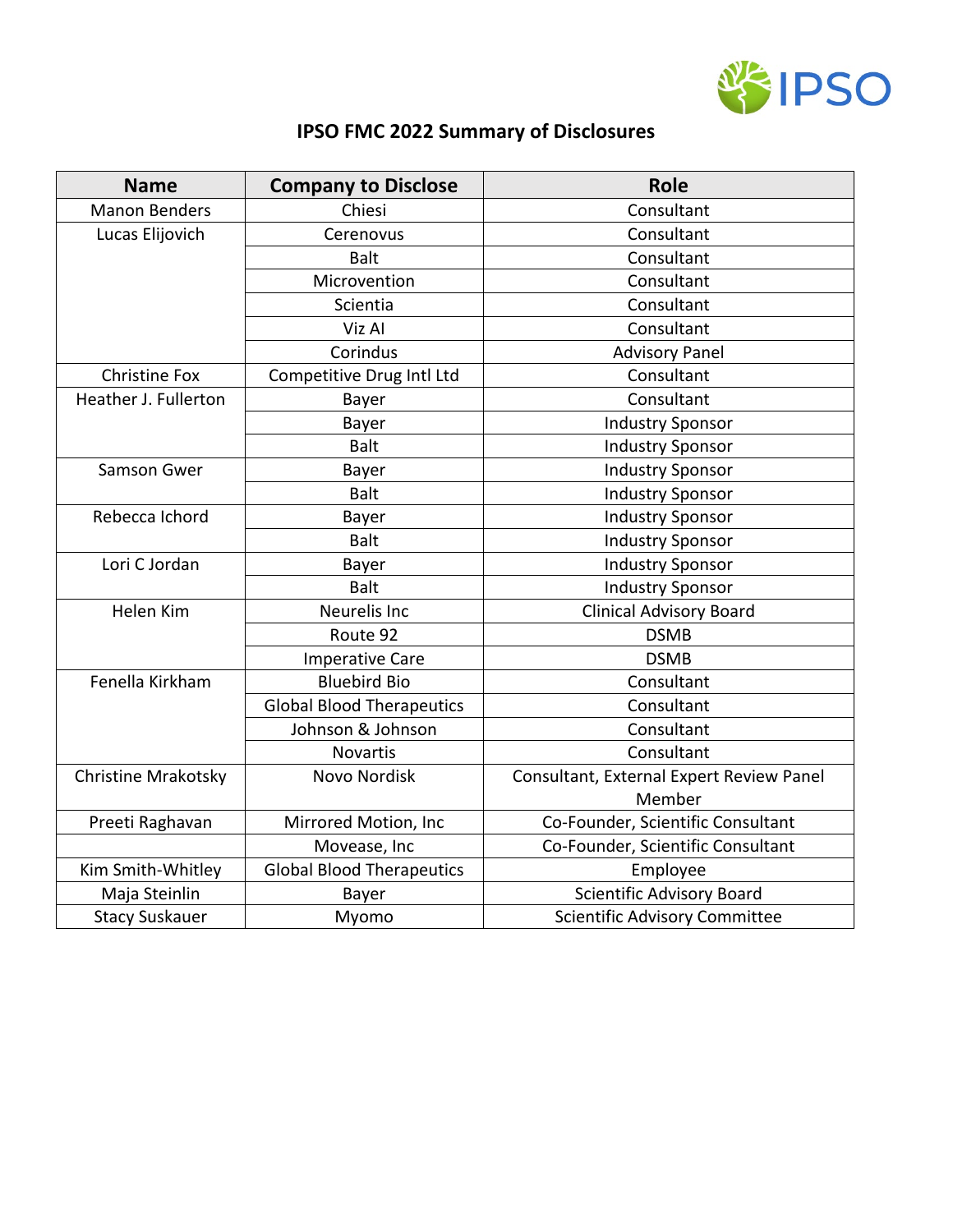# IPSO FMC 2022 Summary of Disclosures

| Name | Company to Disclose | Role |
| --- | --- | --- |
| Manon Benders | Chiesi | Consultant |
| Lucas Elijovich | Cerenovus | Consultant |
| | Balt | Consultant |
| | Microvention | Consultant |
| | Scientia | Consultant |
| | Viz AI | Consultant |
| | Corindus | Advisory Panel |
| Christine Fox | Competitive Drug Intl Ltd | Consultant |
| Heather J. Fullerton | Bayer | Consultant |
| | Bayer | Industry Sponsor |
| | Balt | Industry Sponsor |
| Samson Gwer | Bayer | Industry Sponsor |
| | Balt | Industry Sponsor |
| Rebecca Ichord | Bayer | Industry Sponsor |
| | Balt | Industry Sponsor |
| Lori C Jordan | Bayer | Industry Sponsor |
| | Balt | Industry Sponsor |
| Helen Kim | Neurelis Inc | Clinical Advisory Board |
| | Route 92 | DSMB |
| | Imperative Care | DSMB |
| Fenella Kirkham | Bluebird Bio | Consultant |
| | Global Blood Therapeutics | Consultant |
| | Johnson & Johnson | Consultant |
| | Novartis | Consultant |
| Christine Mrakotsky | Novo Nordisk | Consultant, External Expert Review Panel Member |
| Preeti Raghavan | Mirrored Motion, Inc | Co-Founder, Scientific Consultant |
| | Movease, Inc | Co-Founder, Scientific Consultant |
| Kim Smith-Whitley | Global Blood Therapeutics | Employee |
| Maja Steinlin | Bayer | Scientific Advisory Board |
| Stacy Suskauer | Myomo | Scientific Advisory Committee |